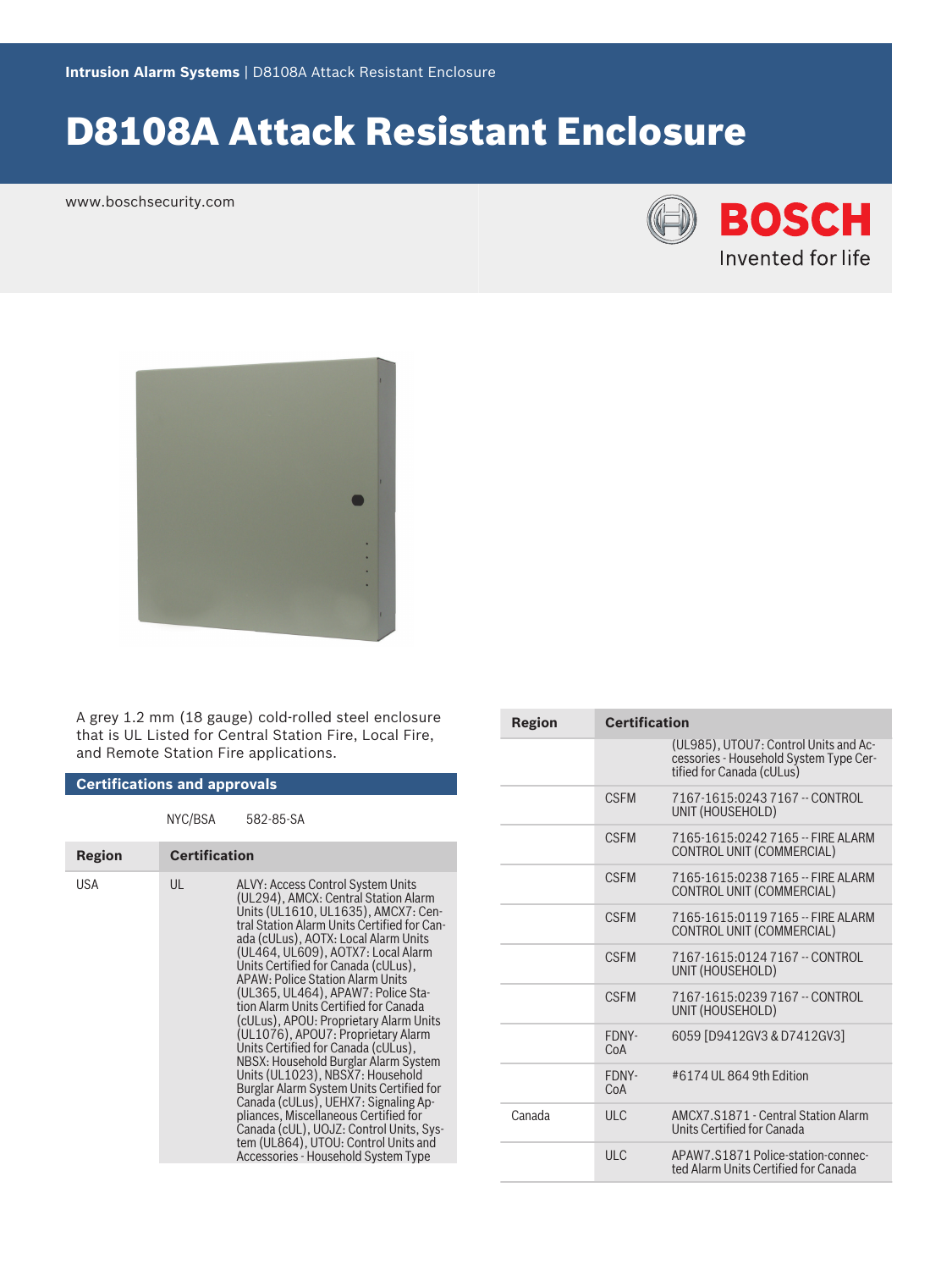Intrusion Alarm Systems | D8108A Attack Resistant Enclosure

# D8108A Attack Resistant Enclosure

www.boschsecurity.com

A grey 1.2 mm (18 gauge) cold-rolled steel enclosure that is UL Listed for Central Station Fire, Local Fire, and Remote Station Fire applications.

## Certifications and approvals

| | NYC/BSA | 582-85-SA |
|---|---|---|

| Region | Certification | |
|---|---|---|
| USA | UL | ALVY: Access Control System Units (UL294), AMCX: Central Station Alarm Units (UL1610, UL1635), AMCX7: Central Station Alarm Units Certified for Canada (cULus), AOTX: Local Alarm Units (UL464, UL609), AOTX7: Local Alarm Units Certified for Canada (cULus), APAW: Police Station Alarm Units (UL365, UL464), APAW7: Police Station Alarm Units Certified for Canada (cULus), APOU: Proprietary Alarm Units (UL1076), APOU7: Proprietary Alarm Units Certified for Canada (cULus), NBSX: Household Burglar Alarm System Units (UL1023), NBSX7: Household Burglar Alarm System Units Certified for Canada (cULus), UEHX7: Signaling Appliances, Miscellaneous Certified for Canada (cUL), UOJZ: Control Units, System (UL864), UTOU: Control Units and Accessories - Household System Type (UL985), UTOU7: Control Units and Accessories - Household System Type Certified for Canada (cULus) |
| | CSFM | 7167-1615:0243 7167 -- CONTROL UNIT (HOUSEHOLD) |
| | CSFM | 7165-1615:0242 7165 -- FIRE ALARM CONTROL UNIT (COMMERCIAL) |
| | CSFM | 7165-1615:0238 7165 -- FIRE ALARM CONTROL UNIT (COMMERCIAL) |
| | CSFM | 7165-1615:0119 7165 -- FIRE ALARM CONTROL UNIT (COMMERCIAL) |
| | CSFM | 7167-1615:0124 7167 -- CONTROL UNIT (HOUSEHOLD) |
| | CSFM | 7167-1615:0239 7167 -- CONTROL UNIT (HOUSEHOLD) |
| | FDNY-CoA | 6059 [D9412GV3 & D7412GV3] |
| | FDNY-CoA | #6174 UL 864 9th Edition |
| Canada | ULC | AMCX7.S1871 - Central Station Alarm Units Certified for Canada |
| | ULC | APAW7.S1871 Police-station-connected Alarm Units Certified for Canada |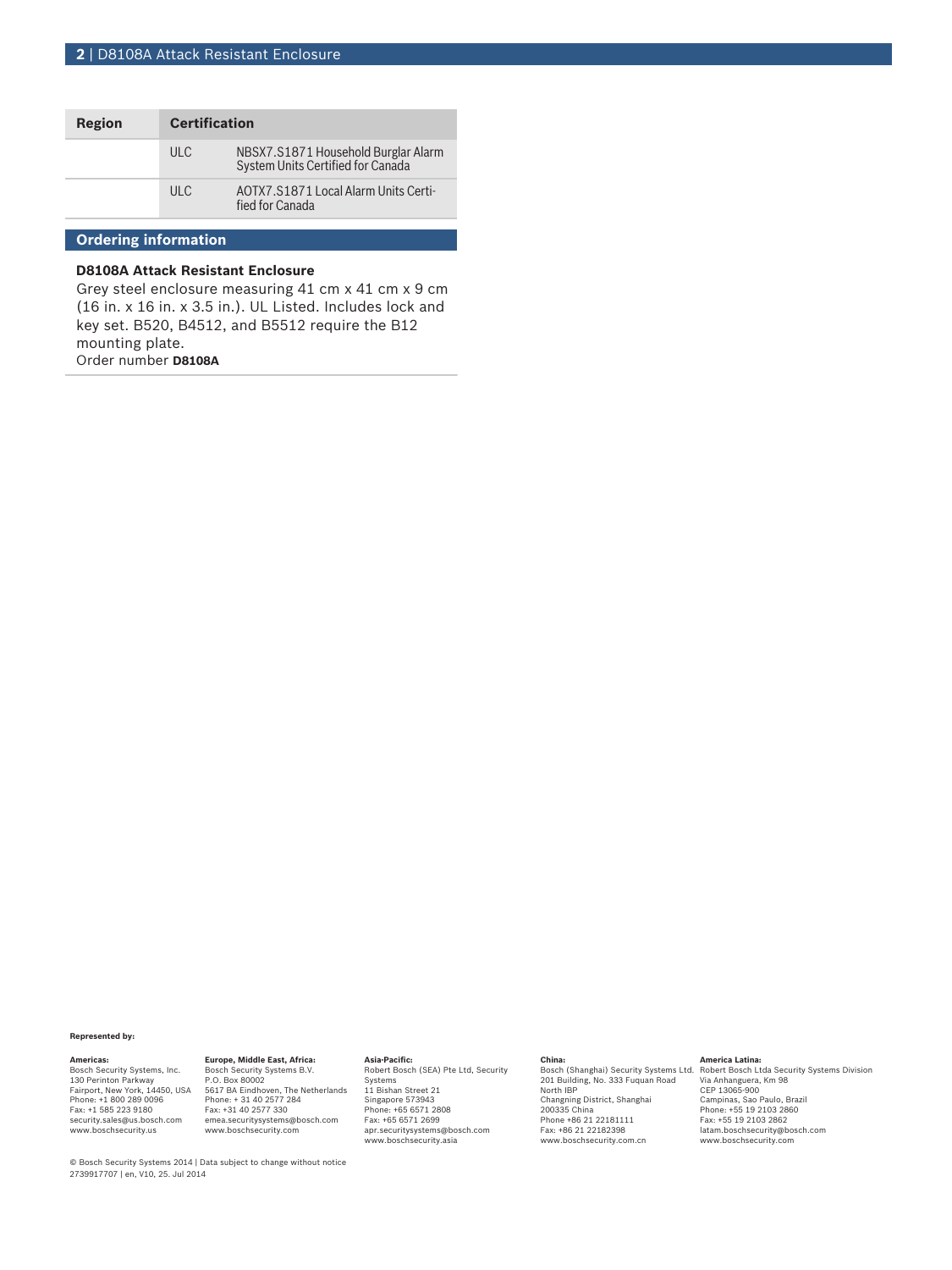| Region | Certification | |
|---|---|---|
| | ULC | NBSX7.S1871 Household Burglar Alarm System Units Certified for Canada |
| | ULC | AOTX7.S1871 Local Alarm Units Certified for Canada |

## Ordering information

**D8108A Attack Resistant Enclosure**

Grey steel enclosure measuring 41 cm x 41 cm x 9 cm (16 in. x 16 in. x 3.5 in.). UL Listed. Includes lock and key set. B520, B4512, and B5512 require the B12 mounting plate.

Order number **D8108A**

**Represented by:**

**Americas:**
Bosch Security Systems, Inc.
130 Perinton Parkway
Fairport, New York, 14450, USA
Phone: +1 800 289 0096
Fax: +1 585 223 9180
security.sales@us.bosch.com
www.boschsecurity.us

**Europe, Middle East, Africa:**
Bosch Security Systems B.V.
P.O. Box 80002
5617 BA Eindhoven, The Netherlands
Phone: + 31 40 2577 284
Fax: +31 40 2577 330
emea.securitysystems@bosch.com
www.boschsecurity.com

**Asia-Pacific:**
Robert Bosch (SEA) Pte Ltd, Security Systems
11 Bishan Street 21
Singapore 573943
Phone: +65 6571 2808
Fax: +65 6571 2699
apr.securitysystems@bosch.com
www.boschsecurity.asia

**China:**
Bosch (Shanghai) Security Systems Ltd.
201 Building, No. 333 Fuquan Road
North IBP
Changning District, Shanghai
200335 China
Phone +86 21 22181111
Fax: +86 21 22182398
www.boschsecurity.com.cn

**America Latina:**
Robert Bosch Ltda Security Systems Division
Via Anhanguera, Km 98
CEP 13065-900
Campinas, Sao Paulo, Brazil
Phone: +55 19 2103 2860
Fax: +55 19 2103 2862
latam.boschsecurity@bosch.com
www.boschsecurity.com

© Bosch Security Systems 2014 | Data subject to change without notice
2739917707 | en, V10, 25. Jul 2014